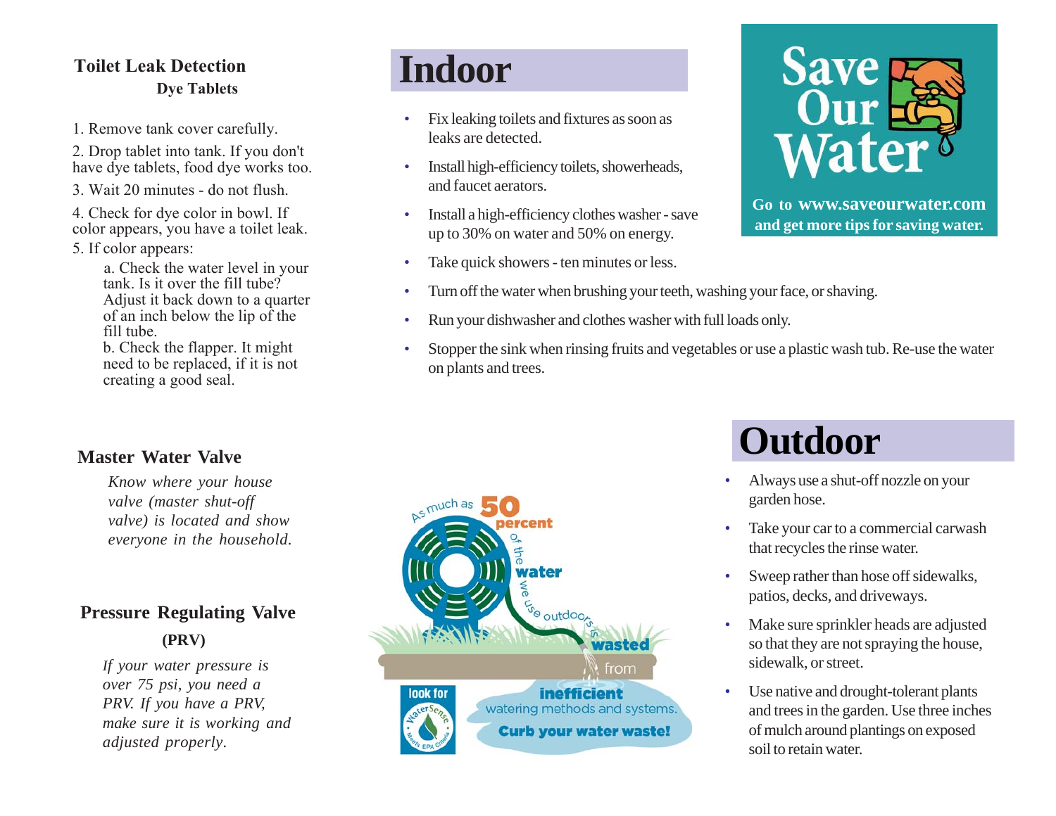## Toilet Leak Detection

### Dye Tablets

1. Remove tank cover carefully.
2. Drop tablet into tank. If you don't have dye tablets, food dye works too.
3. Wait 20 minutes - do not flush.
4. Check for dye color in bowl. If color appears, you have a toilet leak.
5. If color appears:

   a. Check the water level in your tank. Is it over the fill tube? Adjust it back down to a quarter of an inch below the lip of the fill tube.

   b. Check the flapper. It might need to be replaced, if it is not creating a good seal.

## Master Water Valve

*Know where your house valve (master shut-off valve) is located and show everyone in the household.*

## Pressure Regulating Valve

### (PRV)

*If your water pressure is over 75 psi, you need a PRV. If you have a PRV, make sure it is working and adjusted properly.*

# Indoor

- Fix leaking toilets and fixtures as soon as leaks are detected.
- Install high-efficiency toilets, showerheads, and faucet aerators.
- Install a high-efficiency clothes washer - save up to 30% on water and 50% on energy.
- Take quick showers - ten minutes or less.
- Turn off the water when brushing your teeth, washing your face, or shaving.
- Run your dishwasher and clothes washer with full loads only.
- Stopper the sink when rinsing fruits and vegetables or use a plastic wash tub. Re-use the water on plants and trees.

**Save Our Water**

**Go to www.saveourwater.com and get more tips for saving water.**

As much as 50 percent of the water we use outdoors is wasted from inefficient watering methods and systems.

Curb your water waste!

look for WaterSense Meets EPA Criteria

# Outdoor

- Always use a shut-off nozzle on your garden hose.
- Take your car to a commercial carwash that recycles the rinse water.
- Sweep rather than hose off sidewalks, patios, decks, and driveways.
- Make sure sprinkler heads are adjusted so that they are not spraying the house, sidewalk, or street.
- Use native and drought-tolerant plants and trees in the garden. Use three inches of mulch around plantings on exposed soil to retain water.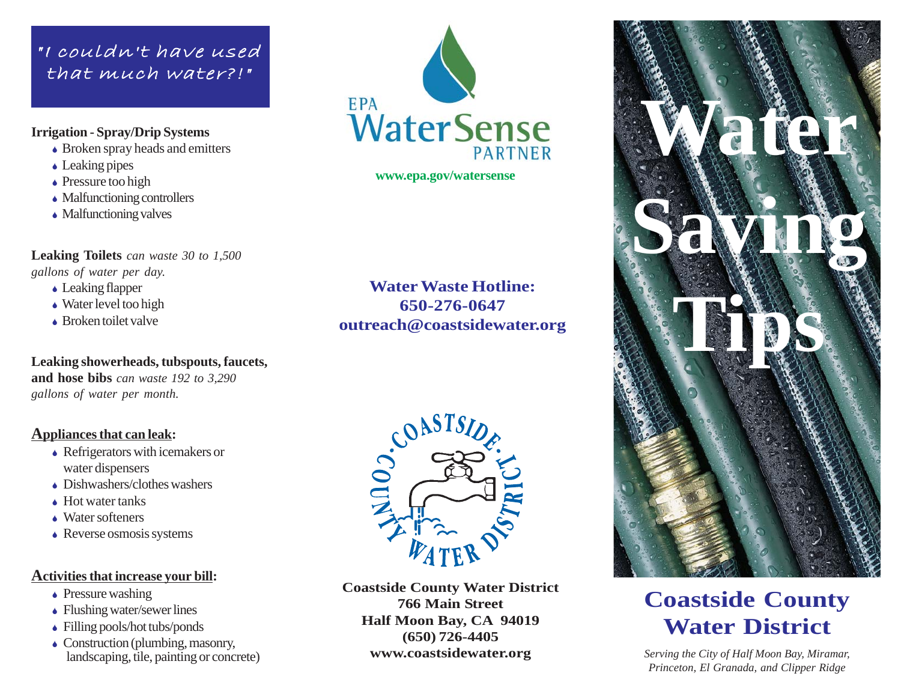"I couldn't have used that much water?!"

**Irrigation - Spray/Drip Systems**

- Broken spray heads and emitters
- Leaking pipes
- Pressure too high
- Malfunctioning controllers
- Malfunctioning valves

**Leaking Toilets** *can waste 30 to 1,500 gallons of water per day.*

- Leaking flapper
- Water level too high
- Broken toilet valve

**Leaking showerheads, tubspouts, faucets, and hose bibs** *can waste 192 to 3,290 gallons of water per month.*

**Appliances that can leak:**

- Refrigerators with icemakers or water dispensers
- Dishwashers/clothes washers
- Hot water tanks
- Water softeners
- Reverse osmosis systems

**Activities that increase your bill:**

- Pressure washing
- Flushing water/sewer lines
- Filling pools/hot tubs/ponds
- Construction (plumbing, masonry, landscaping, tile, painting or concrete)

EPA WaterSense PARTNER

**www.epa.gov/watersense**

**Water Waste Hotline:**
**650-276-0647**
**outreach@coastsidewater.org**

COASTSIDE COUNTY WATER DISTRICT

**Coastside County Water District**
**766 Main Street**
**Half Moon Bay, CA 94019**
**(650) 726-4405**
**www.coastsidewater.org**

# Water Saving Tips

## Coastside County Water District

*Serving the City of Half Moon Bay, Miramar, Princeton, El Granada, and Clipper Ridge*